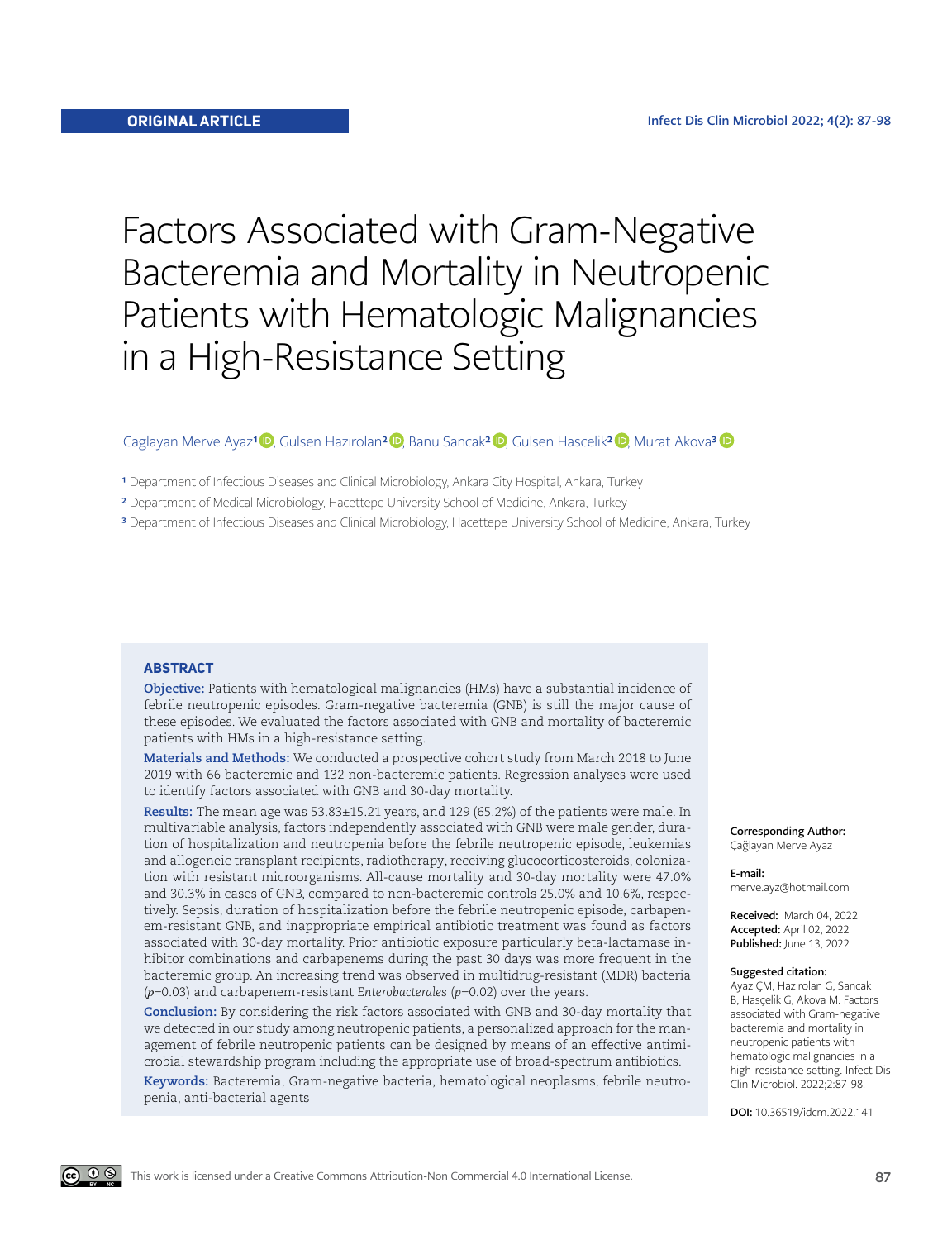ORIGINAL ARTICLE

# Factors Associated with Gram-Negative Bacteremia and Mortality in Neutropenic Patients with Hematologic Malignancies in a High-Resistance Setting

Caglayan Merve Ayaz[1], Gulsen Hazırolan[2], Banu Sancak[2], Gulsen Hascelik[2], Murat Akova[3]

[1] Department of Infectious Diseases and Clinical Microbiology, Ankara City Hospital, Ankara, Turkey

[2] Department of Medical Microbiology, Hacettepe University School of Medicine, Ankara, Turkey

[3] Department of Infectious Diseases and Clinical Microbiology, Hacettepe University School of Medicine, Ankara, Turkey

## ABSTRACT

**Objective:** Patients with hematological malignancies (HMs) have a substantial incidence of febrile neutropenic episodes. Gram-negative bacteremia (GNB) is still the major cause of these episodes. We evaluated the factors associated with GNB and mortality of bacteremic patients with HMs in a high-resistance setting.

**Materials and Methods:** We conducted a prospective cohort study from March 2018 to June 2019 with 66 bacteremic and 132 non-bacteremic patients. Regression analyses were used to identify factors associated with GNB and 30-day mortality.

**Results:** The mean age was 53.83±15.21 years, and 129 (65.2%) of the patients were male. In multivariable analysis, factors independently associated with GNB were male gender, duration of hospitalization and neutropenia before the febrile neutropenic episode, leukemias and allogeneic transplant recipients, radiotherapy, receiving glucocorticosteroids, colonization with resistant microorganisms. All-cause mortality and 30-day mortality were 47.0% and 30.3% in cases of GNB, compared to non-bacteremic controls 25.0% and 10.6%, respectively. Sepsis, duration of hospitalization before the febrile neutropenic episode, carbapenem-resistant GNB, and inappropriate empirical antibiotic treatment was found as factors associated with 30-day mortality. Prior antibiotic exposure particularly beta-lactamase inhibitor combinations and carbapenems during the past 30 days was more frequent in the bacteremic group. An increasing trend was observed in multidrug-resistant (MDR) bacteria ($p$=0.03) and carbapenem-resistant *Enterobacterales* ($p$=0.02) over the years.

**Conclusion:** By considering the risk factors associated with GNB and 30-day mortality that we detected in our study among neutropenic patients, a personalized approach for the management of febrile neutropenic patients can be designed by means of an effective antimicrobial stewardship program including the appropriate use of broad-spectrum antibiotics.

**Keywords:** Bacteremia, Gram-negative bacteria, hematological neoplasms, febrile neutropenia, anti-bacterial agents

**Corresponding Author:**
Çağlayan Merve Ayaz

**E-mail:**
merve.ayz@hotmail.com

**Received:** March 04, 2022
**Accepted:** April 02, 2022
**Published:** June 13, 2022

**Suggested citation:**
Ayaz ÇM, Hazırolan G, Sancak B, Hasçelik G, Akova M. Factors associated with Gram-negative bacteremia and mortality in neutropenic patients with hematologic malignancies in a high-resistance setting. Infect Dis Clin Microbiol. 2022;2:87-98.

**DOI:** 10.36519/idcm.2022.141

This work is licensed under a Creative Commons Attribution-Non Commercial 4.0 International License.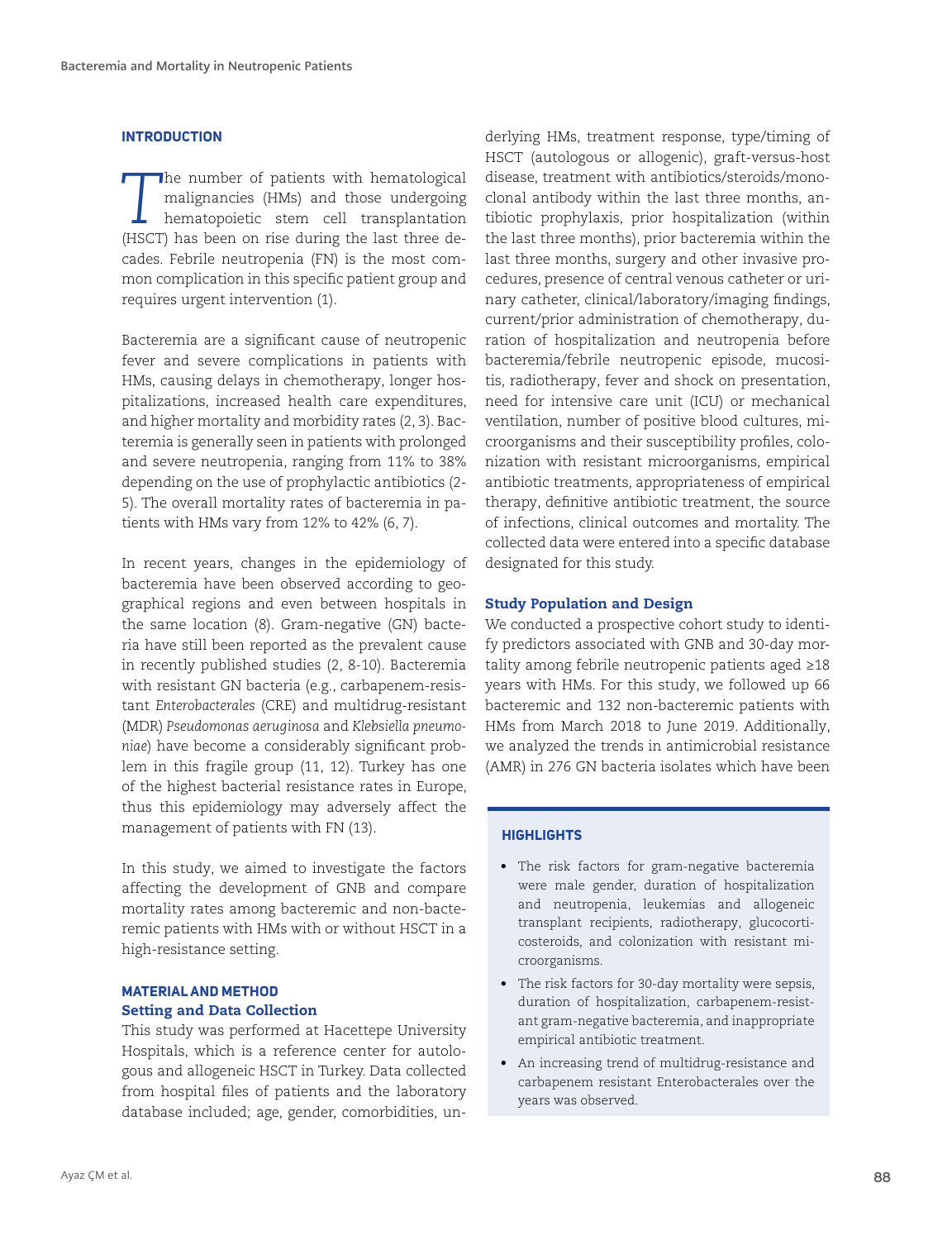## INTRODUCTION

The number of patients with hematological malignancies (HMs) and those undergoing hematopoietic stem cell transplantation (HSCT) has been on rise during the last three decades. Febrile neutropenia (FN) is the most common complication in this specific patient group and requires urgent intervention (1).

Bacteremia are a significant cause of neutropenic fever and severe complications in patients with HMs, causing delays in chemotherapy, longer hospitalizations, increased health care expenditures, and higher mortality and morbidity rates (2, 3). Bacteremia is generally seen in patients with prolonged and severe neutropenia, ranging from 11% to 38% depending on the use of prophylactic antibiotics (2-5). The overall mortality rates of bacteremia in patients with HMs vary from 12% to 42% (6, 7).

In recent years, changes in the epidemiology of bacteremia have been observed according to geographical regions and even between hospitals in the same location (8). Gram-negative (GN) bacteria have still been reported as the prevalent cause in recently published studies (2, 8-10). Bacteremia with resistant GN bacteria (e.g., carbapenem-resistant *Enterobacterales* (CRE) and multidrug-resistant (MDR) *Pseudomonas aeruginosa* and *Klebsiella pneumoniae*) have become a considerably significant problem in this fragile group (11, 12). Turkey has one of the highest bacterial resistance rates in Europe, thus this epidemiology may adversely affect the management of patients with FN (13).

In this study, we aimed to investigate the factors affecting the development of GNB and compare mortality rates among bacteremic and non-bacteremic patients with HMs with or without HSCT in a high-resistance setting.

## MATERIAL AND METHOD

### Setting and Data Collection

This study was performed at Hacettepe University Hospitals, which is a reference center for autologous and allogeneic HSCT in Turkey. Data collected from hospital files of patients and the laboratory database included; age, gender, comorbidities, underlying HMs, treatment response, type/timing of HSCT (autologous or allogenic), graft-versus-host disease, treatment with antibiotics/steroids/monoclonal antibody within the last three months, antibiotic prophylaxis, prior hospitalization (within the last three months), prior bacteremia within the last three months, surgery and other invasive procedures, presence of central venous catheter or urinary catheter, clinical/laboratory/imaging findings, current/prior administration of chemotherapy, duration of hospitalization and neutropenia before bacteremia/febrile neutropenic episode, mucositis, radiotherapy, fever and shock on presentation, need for intensive care unit (ICU) or mechanical ventilation, number of positive blood cultures, microorganisms and their susceptibility profiles, colonization with resistant microorganisms, empirical antibiotic treatments, appropriateness of empirical therapy, definitive antibiotic treatment, the source of infections, clinical outcomes and mortality. The collected data were entered into a specific database designated for this study.

### Study Population and Design

We conducted a prospective cohort study to identify predictors associated with GNB and 30-day mortality among febrile neutropenic patients aged ≥18 years with HMs. For this study, we followed up 66 bacteremic and 132 non-bacteremic patients with HMs from March 2018 to June 2019. Additionally, we analyzed the trends in antimicrobial resistance (AMR) in 276 GN bacteria isolates which have been

> **HIGHLIGHTS**
>
> - The risk factors for gram-negative bacteremia were male gender, duration of hospitalization and neutropenia, leukemias and allogeneic transplant recipients, radiotherapy, glucocorticosteroids, and colonization with resistant microorganisms.
> - The risk factors for 30-day mortality were sepsis, duration of hospitalization, carbapenem-resistant gram-negative bacteremia, and inappropriate empirical antibiotic treatment.
> - An increasing trend of multidrug-resistance and carbapenem resistant Enterobacterales over the years was observed.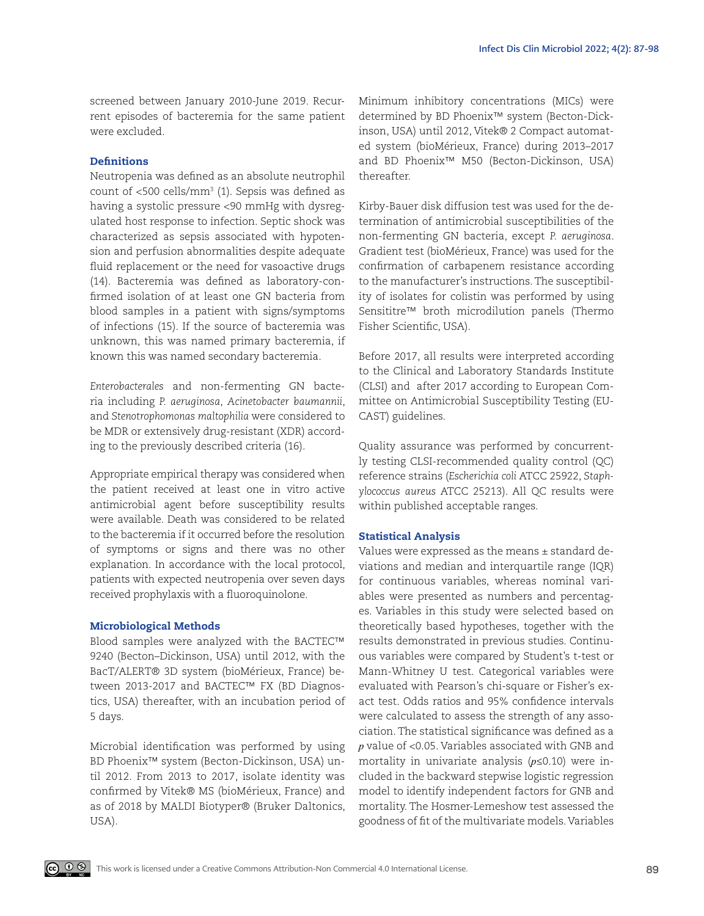screened between January 2010-June 2019. Recurrent episodes of bacteremia for the same patient were excluded.

### Definitions

Neutropenia was defined as an absolute neutrophil count of <500 cells/mm$^3$ (1). Sepsis was defined as having a systolic pressure <90 mmHg with dysregulated host response to infection. Septic shock was characterized as sepsis associated with hypotension and perfusion abnormalities despite adequate fluid replacement or the need for vasoactive drugs (14). Bacteremia was defined as laboratory-confirmed isolation of at least one GN bacteria from blood samples in a patient with signs/symptoms of infections (15). If the source of bacteremia was unknown, this was named primary bacteremia, if known this was named secondary bacteremia.

*Enterobacterales* and non-fermenting GN bacteria including *P. aeruginosa*, *Acinetobacter baumannii*, and *Stenotrophomonas maltophilia* were considered to be MDR or extensively drug-resistant (XDR) according to the previously described criteria (16).

Appropriate empirical therapy was considered when the patient received at least one in vitro active antimicrobial agent before susceptibility results were available. Death was considered to be related to the bacteremia if it occurred before the resolution of symptoms or signs and there was no other explanation. In accordance with the local protocol, patients with expected neutropenia over seven days received prophylaxis with a fluoroquinolone.

### Microbiological Methods

Blood samples were analyzed with the BACTEC™ 9240 (Becton–Dickinson, USA) until 2012, with the BacT/ALERT® 3D system (bioMérieux, France) between 2013-2017 and BACTEC™ FX (BD Diagnostics, USA) thereafter, with an incubation period of 5 days.

Microbial identification was performed by using BD Phoenix™ system (Becton-Dickinson, USA) until 2012. From 2013 to 2017, isolate identity was confirmed by Vitek® MS (bioMérieux, France) and as of 2018 by MALDI Biotyper® (Bruker Daltonics, USA).

Minimum inhibitory concentrations (MICs) were determined by BD Phoenix™ system (Becton-Dickinson, USA) until 2012, Vitek® 2 Compact automated system (bioMérieux, France) during 2013–2017 and BD Phoenix™ M50 (Becton-Dickinson, USA) thereafter.

Kirby-Bauer disk diffusion test was used for the determination of antimicrobial susceptibilities of the non-fermenting GN bacteria, except *P. aeruginosa*. Gradient test (bioMérieux, France) was used for the confirmation of carbapenem resistance according to the manufacturer's instructions. The susceptibility of isolates for colistin was performed by using Sensititre™ broth microdilution panels (Thermo Fisher Scientific, USA).

Before 2017, all results were interpreted according to the Clinical and Laboratory Standards Institute (CLSI) and after 2017 according to European Committee on Antimicrobial Susceptibility Testing (EUCAST) guidelines.

Quality assurance was performed by concurrently testing CLSI-recommended quality control (QC) reference strains (*Escherichia coli* ATCC 25922, *Staphylococcus aureus* ATCC 25213). All QC results were within published acceptable ranges.

### Statistical Analysis

Values were expressed as the means ± standard deviations and median and interquartile range (IQR) for continuous variables, whereas nominal variables were presented as numbers and percentages. Variables in this study were selected based on theoretically based hypotheses, together with the results demonstrated in previous studies. Continuous variables were compared by Student's t-test or Mann-Whitney U test. Categorical variables were evaluated with Pearson's chi-square or Fisher's exact test. Odds ratios and 95% confidence intervals were calculated to assess the strength of any association. The statistical significance was defined as a $p$ value of <0.05. Variables associated with GNB and mortality in univariate analysis ($p \leq 0.10$) were included in the backward stepwise logistic regression model to identify independent factors for GNB and mortality. The Hosmer-Lemeshow test assessed the goodness of fit of the multivariate models. Variables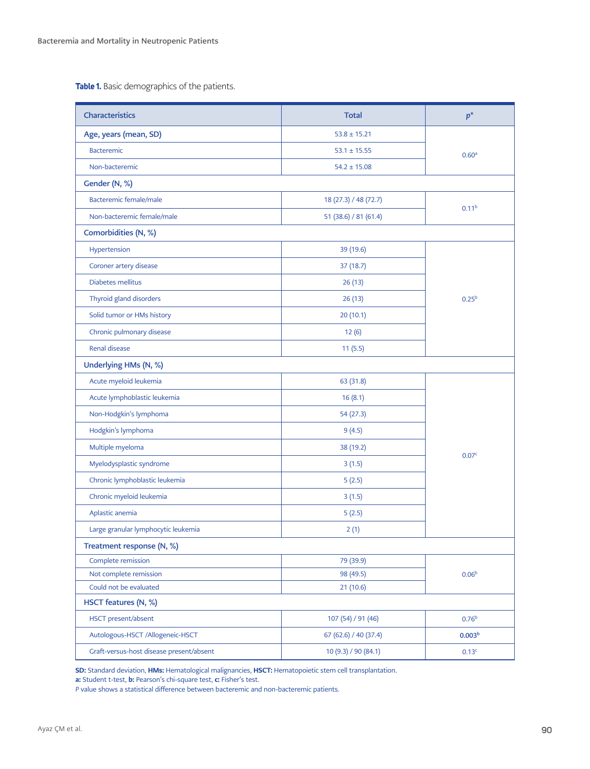**Table 1.** Basic demographics of the patients.

| Characteristics | Total | $p$* |
|---|---|---|
| **Age, years (mean, SD)** | 53.8 ± 15.21 | 0.60[a] |
| Bacteremic | 53.1 ± 15.55 | |
| Non-bacteremic | 54.2 ± 15.08 | |
| **Gender (N, %)** | | |
| Bacteremic female/male | 18 (27.3) / 48 (72.7) | 0.11[b] |
| Non-bacteremic female/male | 51 (38.6) / 81 (61.4) | |
| **Comorbidities (N, %)** | | |
| Hypertension | 39 (19.6) | 0.25[b] |
| Coroner artery disease | 37 (18.7) | |
| Diabetes mellitus | 26 (13) | |
| Thyroid gland disorders | 26 (13) | |
| Solid tumor or HMs history | 20 (10.1) | |
| Chronic pulmonary disease | 12 (6) | |
| Renal disease | 11 (5.5) | |
| **Underlying HMs (N, %)** | | |
| Acute myeloid leukemia | 63 (31.8) | 0.07[c] |
| Acute lymphoblastic leukemia | 16 (8.1) | |
| Non-Hodgkin's lymphoma | 54 (27.3) | |
| Hodgkin's lymphoma | 9 (4.5) | |
| Multiple myeloma | 38 (19.2) | |
| Myelodysplastic syndrome | 3 (1.5) | |
| Chronic lymphoblastic leukemia | 5 (2.5) | |
| Chronic myeloid leukemia | 3 (1.5) | |
| Aplastic anemia | 5 (2.5) | |
| Large granular lymphocytic leukemia | 2 (1) | |
| **Treatment response (N, %)** | | |
| Complete remission | 79 (39.9) | 0.06[b] |
| Not complete remission | 98 (49.5) | |
| Could not be evaluated | 21 (10.6) | |
| **HSCT features (N, %)** | | |
| HSCT present/absent | 107 (54) / 91 (46) | 0.76[b] |
| Autologous-HSCT /Allogeneic-HSCT | 67 (62.6) / 40 (37.4) | **0.003[b]** |
| Graft-versus-host disease present/absent | 10 (9.3) / 90 (84.1) | 0.13[c] |

**SD:** Standard deviation, **HMs:** Hematological malignancies, **HSCT:** Hematopoietic stem cell transplantation.
**a:** Student t-test, **b:** Pearson's chi-square test, **c:** Fisher's test.
*P* value shows a statistical difference between bacteremic and non-bacteremic patients.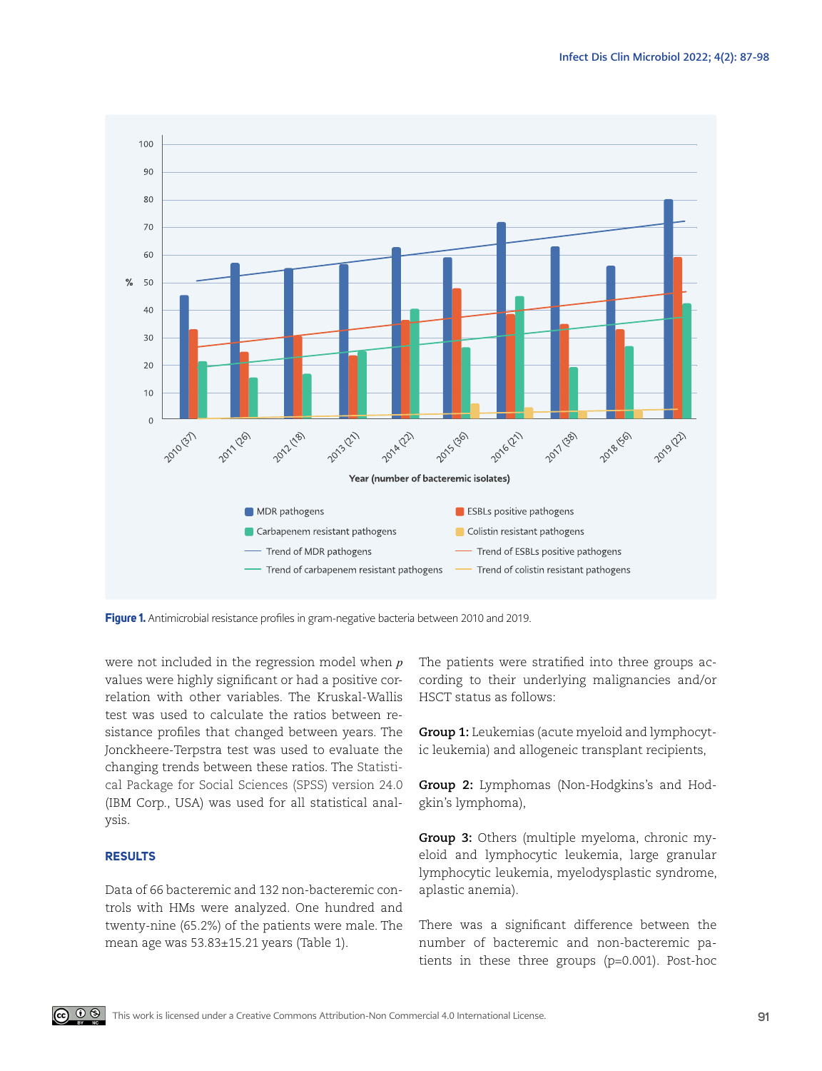Figure 1. Antimicrobial resistance profiles in gram-negative bacteria between 2010 and 2019.

were not included in the regression model when *p* values were highly significant or had a positive correlation with other variables. The Kruskal-Wallis test was used to calculate the ratios between resistance profiles that changed between years. The Jonckheere-Terpstra test was used to evaluate the changing trends between these ratios. The Statistical Package for Social Sciences (SPSS) version 24.0 (IBM Corp., USA) was used for all statistical analysis.

## RESULTS

Data of 66 bacteremic and 132 non-bacteremic controls with HMs were analyzed. One hundred and twenty-nine (65.2%) of the patients were male. The mean age was 53.83±15.21 years (Table 1).

The patients were stratified into three groups according to their underlying malignancies and/or HSCT status as follows:

**Group 1:** Leukemias (acute myeloid and lymphocytic leukemia) and allogeneic transplant recipients,

**Group 2:** Lymphomas (Non-Hodgkins's and Hodgkin's lymphoma),

**Group 3:** Others (multiple myeloma, chronic myeloid and lymphocytic leukemia, large granular lymphocytic leukemia, myelodysplastic syndrome, aplastic anemia).

There was a significant difference between the number of bacteremic and non-bacteremic patients in these three groups (p=0.001). Post-hoc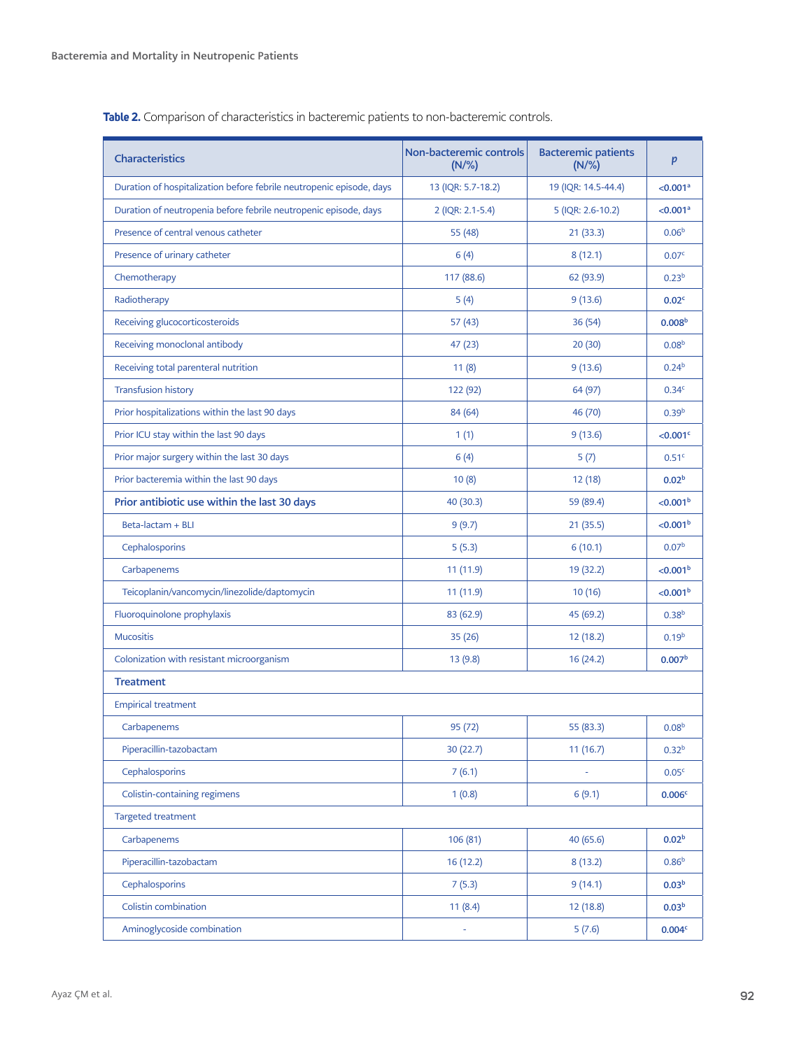**Table 2.** Comparison of characteristics in bacteremic patients to non-bacteremic controls.

| Characteristics | Non-bacteremic controls (N/%) | Bacteremic patients (N/%) | p |
|---|---|---|---|
| Duration of hospitalization before febrile neutropenic episode, days | 13 (IQR: 5.7-18.2) | 19 (IQR: 14.5-44.4) | **<0.001**[a] |
| Duration of neutropenia before febrile neutropenic episode, days | 2 (IQR: 2.1-5.4) | 5 (IQR: 2.6-10.2) | **<0.001**[a] |
| Presence of central venous catheter | 55 (48) | 21 (33.3) | 0.06[b] |
| Presence of urinary catheter | 6 (4) | 8 (12.1) | 0.07[c] |
| Chemotherapy | 117 (88.6) | 62 (93.9) | 0.23[b] |
| Radiotherapy | 5 (4) | 9 (13.6) | **0.02**[c] |
| Receiving glucocorticosteroids | 57 (43) | 36 (54) | **0.008**[b] |
| Receiving monoclonal antibody | 47 (23) | 20 (30) | 0.08[b] |
| Receiving total parenteral nutrition | 11 (8) | 9 (13.6) | 0.24[b] |
| Transfusion history | 122 (92) | 64 (97) | 0.34[c] |
| Prior hospitalizations within the last 90 days | 84 (64) | 46 (70) | 0.39[b] |
| Prior ICU stay within the last 90 days | 1 (1) | 9 (13.6) | **<0.001**[c] |
| Prior major surgery within the last 30 days | 6 (4) | 5 (7) | 0.51[c] |
| Prior bacteremia within the last 90 days | 10 (8) | 12 (18) | **0.02**[b] |
| **Prior antibiotic use within the last 30 days** | 40 (30.3) | 59 (89.4) | **<0.001**[b] |
| Beta-lactam + BLI | 9 (9.7) | 21 (35.5) | **<0.001**[b] |
| Cephalosporins | 5 (5.3) | 6 (10.1) | 0.07[b] |
| Carbapenems | 11 (11.9) | 19 (32.2) | **<0.001**[b] |
| Teicoplanin/vancomycin/linezolide/daptomycin | 11 (11.9) | 10 (16) | **<0.001**[b] |
| Fluoroquinolone prophylaxis | 83 (62.9) | 45 (69.2) | 0.38[b] |
| Mucositis | 35 (26) | 12 (18.2) | 0.19[b] |
| Colonization with resistant microorganism | 13 (9.8) | 16 (24.2) | **0.007**[b] |
| **Treatment** | | | |
| Empirical treatment | | | |
| Carbapenems | 95 (72) | 55 (83.3) | 0.08[b] |
| Piperacillin-tazobactam | 30 (22.7) | 11 (16.7) | 0.32[b] |
| Cephalosporins | 7 (6.1) | - | 0.05[c] |
| Colistin-containing regimens | 1 (0.8) | 6 (9.1) | **0.006**[c] |
| Targeted treatment | | | |
| Carbapenems | 106 (81) | 40 (65.6) | **0.02**[b] |
| Piperacillin-tazobactam | 16 (12.2) | 8 (13.2) | 0.86[b] |
| Cephalosporins | 7 (5.3) | 9 (14.1) | **0.03**[b] |
| Colistin combination | 11 (8.4) | 12 (18.8) | **0.03**[b] |
| Aminoglycoside combination | - | 5 (7.6) | **0.004**[c] |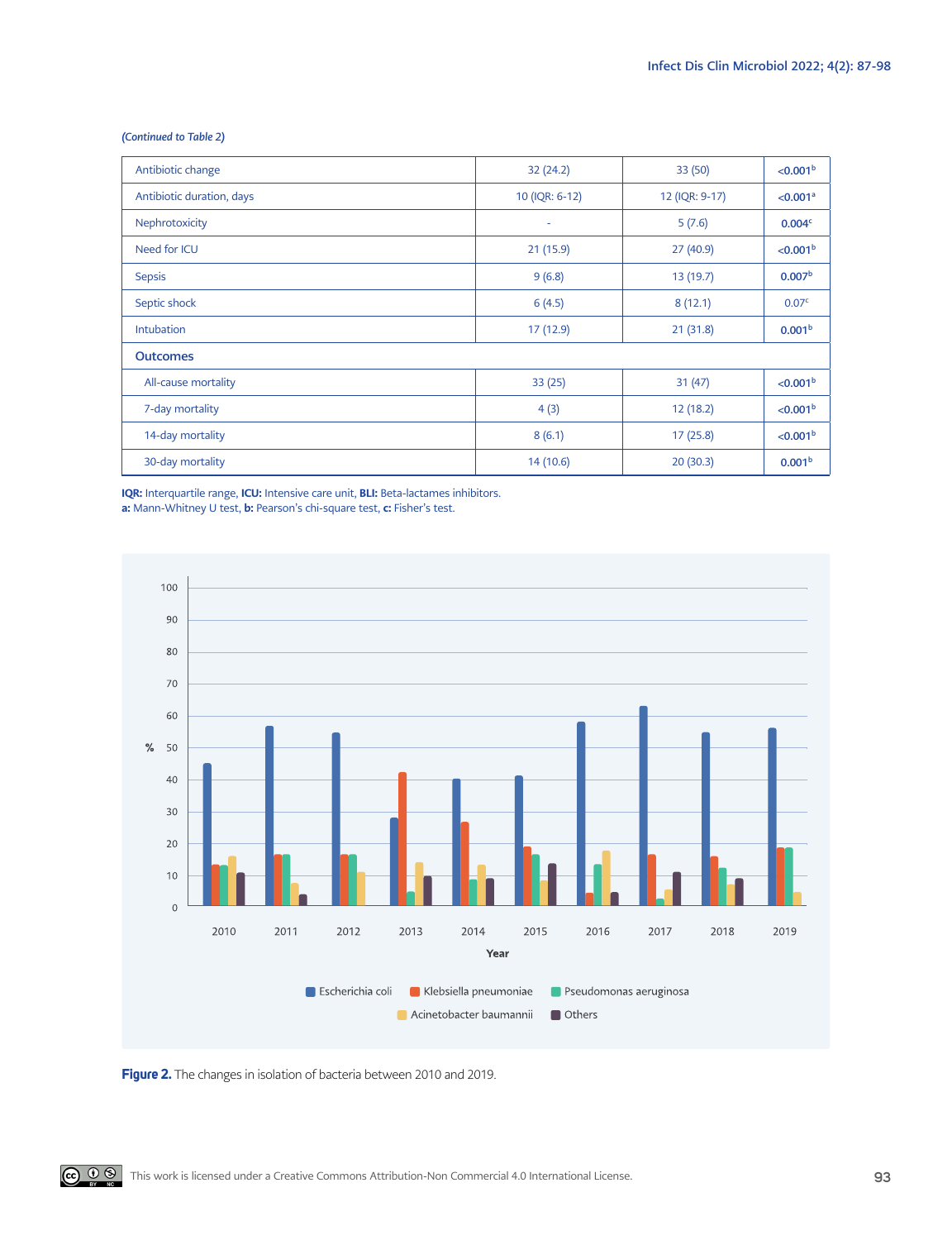*(Continued to Table 2)*

| | | | |
|---|---|---|---|
| Antibiotic change | 32 (24.2) | 33 (50) | **<0.001[b]** |
| Antibiotic duration, days | 10 (IQR: 6-12) | 12 (IQR: 9-17) | **<0.001[a]** |
| Nephrotoxicity | - | 5 (7.6) | **0.004[c]** |
| Need for ICU | 21 (15.9) | 27 (40.9) | **<0.001[b]** |
| Sepsis | 9 (6.8) | 13 (19.7) | **0.007[b]** |
| Septic shock | 6 (4.5) | 8 (12.1) | 0.07[c] |
| Intubation | 17 (12.9) | 21 (31.8) | **0.001[b]** |
| **Outcomes** | | | |
| All-cause mortality | 33 (25) | 31 (47) | **<0.001[b]** |
| 7-day mortality | 4 (3) | 12 (18.2) | **<0.001[b]** |
| 14-day mortality | 8 (6.1) | 17 (25.8) | **<0.001[b]** |
| 30-day mortality | 14 (10.6) | 20 (30.3) | **0.001[b]** |

**IQR:** Interquartile range, **ICU:** Intensive care unit, **BLI:** Beta-lactames inhibitors.
**a:** Mann-Whitney U test, **b:** Pearson's chi-square test, **c:** Fisher's test.

**Figure 2.** The changes in isolation of bacteria between 2010 and 2019.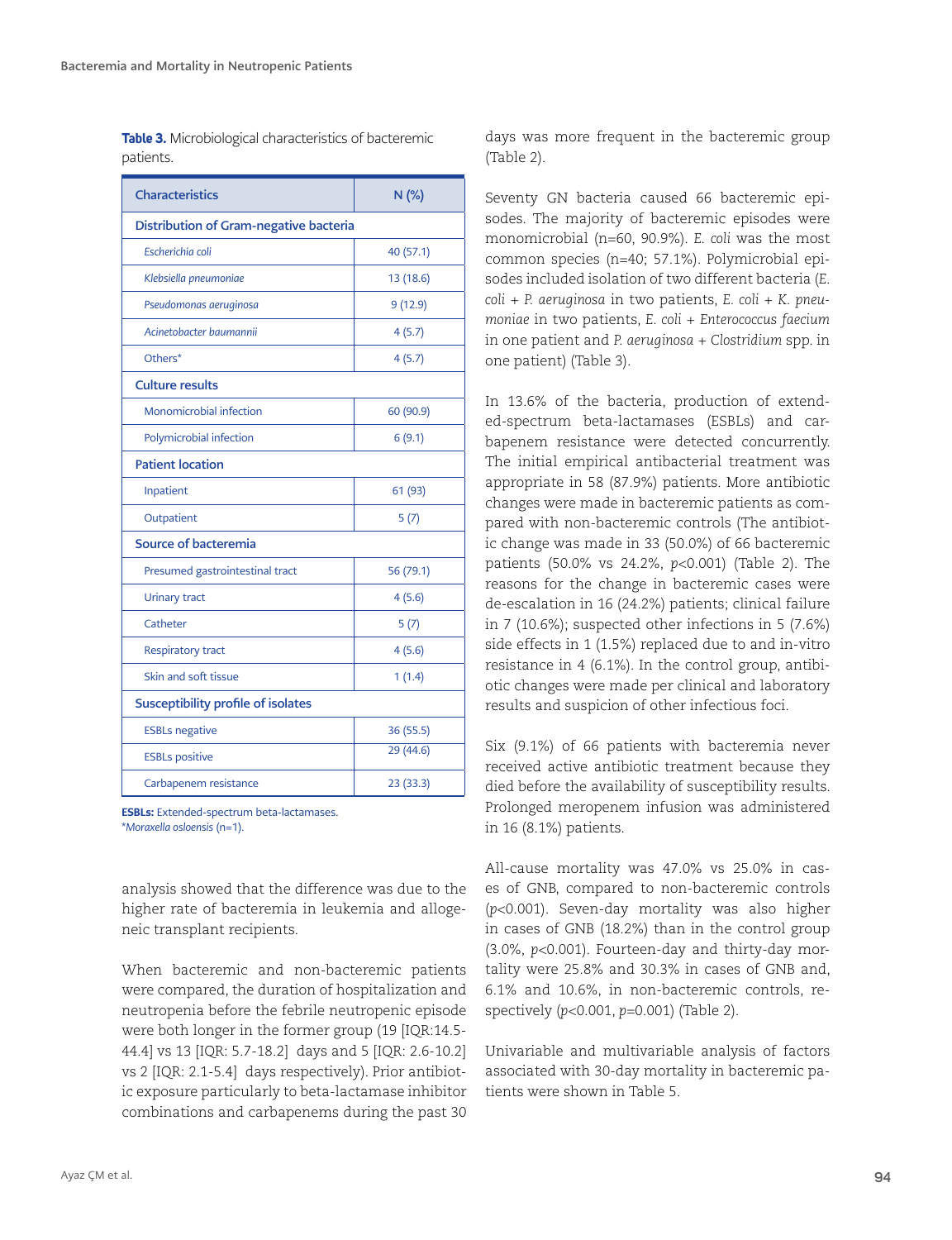**Table 3.** Microbiological characteristics of bacteremic patients.

| Characteristics | N (%) |
|---|---|
| **Distribution of Gram-negative bacteria** | |
| *Escherichia coli* | 40 (57.1) |
| *Klebsiella pneumoniae* | 13 (18.6) |
| *Pseudomonas aeruginosa* | 9 (12.9) |
| *Acinetobacter baumannii* | 4 (5.7) |
| Others* | 4 (5.7) |
| **Culture results** | |
| Monomicrobial infection | 60 (90.9) |
| Polymicrobial infection | 6 (9.1) |
| **Patient location** | |
| Inpatient | 61 (93) |
| Outpatient | 5 (7) |
| **Source of bacteremia** | |
| Presumed gastrointestinal tract | 56 (79.1) |
| Urinary tract | 4 (5.6) |
| Catheter | 5 (7) |
| Respiratory tract | 4 (5.6) |
| Skin and soft tissue | 1 (1.4) |
| **Susceptibility profile of isolates** | |
| ESBLs negative | 36 (55.5) |
| ESBLs positive | 29 (44.6) |
| Carbapenem resistance | 23 (33.3) |

**ESBLs:** Extended-spectrum beta-lactamases.
\**Moraxella osloensis* (n=1).

analysis showed that the difference was due to the higher rate of bacteremia in leukemia and allogeneic transplant recipients.

When bacteremic and non-bacteremic patients were compared, the duration of hospitalization and neutropenia before the febrile neutropenic episode were both longer in the former group (19 [IQR:14.5-44.4] vs 13 [IQR: 5.7-18.2] days and 5 [IQR: 2.6-10.2] vs 2 [IQR: 2.1-5.4] days respectively). Prior antibiotic exposure particularly to beta-lactamase inhibitor combinations and carbapenems during the past 30 days was more frequent in the bacteremic group (Table 2).

Seventy GN bacteria caused 66 bacteremic episodes. The majority of bacteremic episodes were monomicrobial (n=60, 90.9%). *E. coli* was the most common species (n=40; 57.1%). Polymicrobial episodes included isolation of two different bacteria (*E. coli* + *P. aeruginosa* in two patients, *E. coli* + *K. pneumoniae* in two patients, *E. coli* + *Enterococcus faecium* in one patient and *P. aeruginosa* + *Clostridium* spp. in one patient) (Table 3).

In 13.6% of the bacteria, production of extended-spectrum beta-lactamases (ESBLs) and carbapenem resistance were detected concurrently. The initial empirical antibacterial treatment was appropriate in 58 (87.9%) patients. More antibiotic changes were made in bacteremic patients as compared with non-bacteremic controls (The antibiotic change was made in 33 (50.0%) of 66 bacteremic patients (50.0% vs 24.2%, $p$<0.001) (Table 2). The reasons for the change in bacteremic cases were de-escalation in 16 (24.2%) patients; clinical failure in 7 (10.6%); suspected other infections in 5 (7.6%) side effects in 1 (1.5%) replaced due to and in-vitro resistance in 4 (6.1%). In the control group, antibiotic changes were made per clinical and laboratory results and suspicion of other infectious foci.

Six (9.1%) of 66 patients with bacteremia never received active antibiotic treatment because they died before the availability of susceptibility results. Prolonged meropenem infusion was administered in 16 (8.1%) patients.

All-cause mortality was 47.0% vs 25.0% in cases of GNB, compared to non-bacteremic controls ($p$<0.001). Seven-day mortality was also higher in cases of GNB (18.2%) than in the control group (3.0%, $p$<0.001). Fourteen-day and thirty-day mortality were 25.8% and 30.3% in cases of GNB and, 6.1% and 10.6%, in non-bacteremic controls, respectively ($p$<0.001, $p$=0.001) (Table 2).

Univariable and multivariable analysis of factors associated with 30-day mortality in bacteremic patients were shown in Table 5.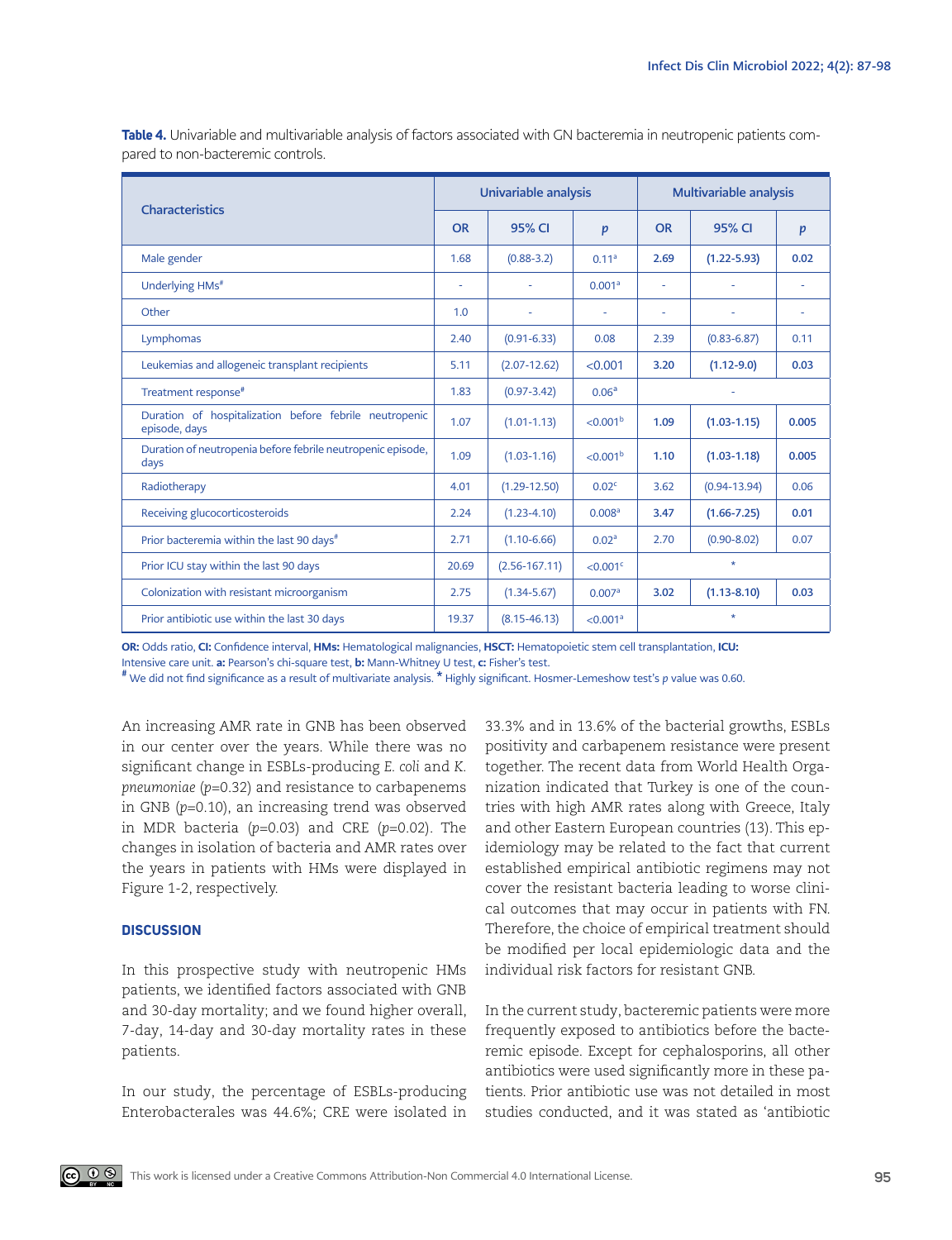**Table 4.** Univariable and multivariable analysis of factors associated with GN bacteremia in neutropenic patients compared to non-bacteremic controls.

| Characteristics | Univariable analysis | | | Multivariable analysis | | |
|---|---|---|---|---|---|---|
| | OR | 95% CI | *p* | OR | 95% CI | *p* |
| Male gender | 1.68 | (0.88-3.2) | 0.11[a] | **2.69** | **(1.22-5.93)** | **0.02** |
| Underlying HMs[#] | - | - | 0.001[a] | - | - | - |
| Other | 1.0 | - | - | - | - | - |
| Lymphomas | 2.40 | (0.91-6.33) | 0.08 | 2.39 | (0.83-6.87) | 0.11 |
| Leukemias and allogeneic transplant recipients | 5.11 | (2.07-12.62) | <0.001 | **3.20** | **(1.12-9.0)** | **0.03** |
| Treatment response[#] | 1.83 | (0.97-3.42) | 0.06[a] | - | | |
| Duration of hospitalization before febrile neutropenic episode, days | 1.07 | (1.01-1.13) | <0.001[b] | **1.09** | **(1.03-1.15)** | **0.005** |
| Duration of neutropenia before febrile neutropenic episode, days | 1.09 | (1.03-1.16) | <0.001[b] | **1.10** | **(1.03-1.18)** | **0.005** |
| Radiotherapy | 4.01 | (1.29-12.50) | 0.02[c] | 3.62 | (0.94-13.94) | 0.06 |
| Receiving glucocorticosteroids | 2.24 | (1.23-4.10) | 0.008[a] | **3.47** | **(1.66-7.25)** | **0.01** |
| Prior bacteremia within the last 90 days[#] | 2.71 | (1.10-6.66) | 0.02[a] | 2.70 | (0.90-8.02) | 0.07 |
| Prior ICU stay within the last 90 days | 20.69 | (2.56-167.11) | <0.001[c] | * | | |
| Colonization with resistant microorganism | 2.75 | (1.34-5.67) | 0.007[a] | **3.02** | **(1.13-8.10)** | **0.03** |
| Prior antibiotic use within the last 30 days | 19.37 | (8.15-46.13) | <0.001[a] | * | | |

**OR:** Odds ratio, **CI:** Confidence interval, **HMs:** Hematological malignancies, **HSCT:** Hematopoietic stem cell transplantation, **ICU:** Intensive care unit. **a:** Pearson's chi-square test, **b:** Mann-Whitney U test, **c:** Fisher's test.
[#] We did not find significance as a result of multivariate analysis. * Highly significant. Hosmer-Lemeshow test's *p* value was 0.60.

An increasing AMR rate in GNB has been observed in our center over the years. While there was no significant change in ESBLs-producing *E. coli* and *K. pneumoniae* ($p$=0.32) and resistance to carbapenems in GNB ($p$=0.10), an increasing trend was observed in MDR bacteria ($p$=0.03) and CRE ($p$=0.02). The changes in isolation of bacteria and AMR rates over the years in patients with HMs were displayed in Figure 1-2, respectively.

## DISCUSSION

In this prospective study with neutropenic HMs patients, we identified factors associated with GNB and 30-day mortality; and we found higher overall, 7-day, 14-day and 30-day mortality rates in these patients.

In our study, the percentage of ESBLs-producing Enterobacterales was 44.6%; CRE were isolated in 33.3% and in 13.6% of the bacterial growths, ESBLs positivity and carbapenem resistance were present together. The recent data from World Health Organization indicated that Turkey is one of the countries with high AMR rates along with Greece, Italy and other Eastern European countries (13). This epidemiology may be related to the fact that current established empirical antibiotic regimens may not cover the resistant bacteria leading to worse clinical outcomes that may occur in patients with FN. Therefore, the choice of empirical treatment should be modified per local epidemiologic data and the individual risk factors for resistant GNB.

In the current study, bacteremic patients were more frequently exposed to antibiotics before the bacteremic episode. Except for cephalosporins, all other antibiotics were used significantly more in these patients. Prior antibiotic use was not detailed in most studies conducted, and it was stated as 'antibiotic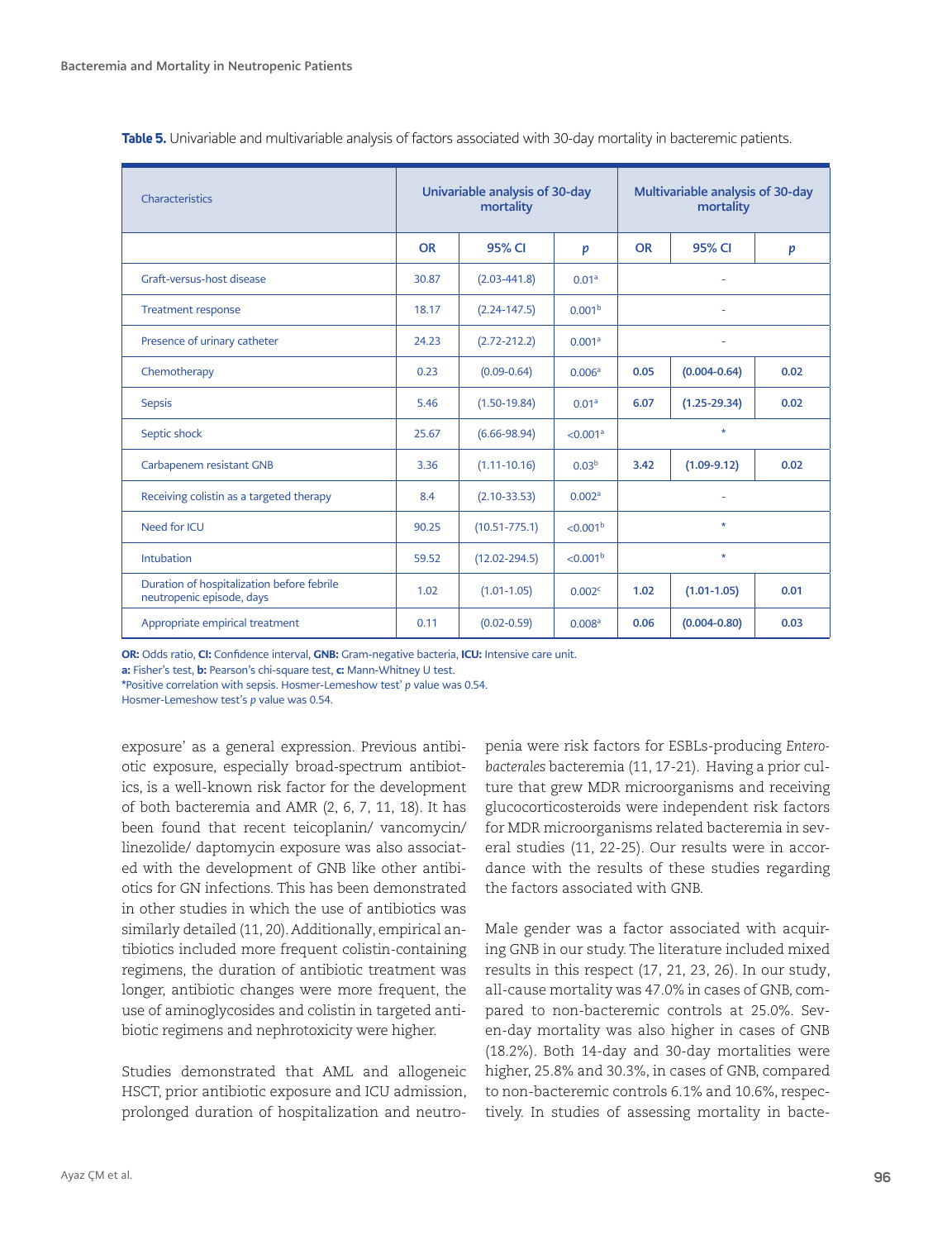**Table 5.** Univariable and multivariable analysis of factors associated with 30-day mortality in bacteremic patients.

| Characteristics | Univariable analysis of 30-day mortality | | | Multivariable analysis of 30-day mortality | | |
|---|---|---|---|---|---|---|
| | OR | 95% CI | *p* | OR | 95% CI | *p* |
| Graft-versus-host disease | 30.87 | (2.03-441.8) | 0.01[a] | - | | |
| Treatment response | 18.17 | (2.24-147.5) | 0.001[b] | - | | |
| Presence of urinary catheter | 24.23 | (2.72-212.2) | 0.001[a] | - | | |
| Chemotherapy | 0.23 | (0.09-0.64) | 0.006[a] | **0.05** | **(0.004-0.64)** | **0.02** |
| Sepsis | 5.46 | (1.50-19.84) | 0.01[a] | **6.07** | **(1.25-29.34)** | **0.02** |
| Septic shock | 25.67 | (6.66-98.94) | <0.001[a] | * | | |
| Carbapenem resistant GNB | 3.36 | (1.11-10.16) | 0.03[b] | **3.42** | **(1.09-9.12)** | **0.02** |
| Receiving colistin as a targeted therapy | 8.4 | (2.10-33.53) | 0.002[a] | - | | |
| Need for ICU | 90.25 | (10.51-775.1) | <0.001[b] | * | | |
| Intubation | 59.52 | (12.02-294.5) | <0.001[b] | * | | |
| Duration of hospitalization before febrile neutropenic episode, days | 1.02 | (1.01-1.05) | 0.002[c] | **1.02** | **(1.01-1.05)** | **0.01** |
| Appropriate empirical treatment | 0.11 | (0.02-0.59) | 0.008[a] | **0.06** | **(0.004-0.80)** | **0.03** |

**OR:** Odds ratio, **CI:** Confidence interval, **GNB:** Gram-negative bacteria, **ICU:** Intensive care unit.
**a:** Fisher's test, **b:** Pearson's chi-square test, **c:** Mann-Whitney U test.
*Positive correlation with sepsis. Hosmer-Lemeshow test' *p* value was 0.54.
Hosmer-Lemeshow test's *p* value was 0.54.

exposure' as a general expression. Previous antibiotic exposure, especially broad-spectrum antibiotics, is a well-known risk factor for the development of both bacteremia and AMR (2, 6, 7, 11, 18). It has been found that recent teicoplanin/ vancomycin/ linezolide/ daptomycin exposure was also associated with the development of GNB like other antibiotics for GN infections. This has been demonstrated in other studies in which the use of antibiotics was similarly detailed (11, 20). Additionally, empirical antibiotics included more frequent colistin-containing regimens, the duration of antibiotic treatment was longer, antibiotic changes were more frequent, the use of aminoglycosides and colistin in targeted antibiotic regimens and nephrotoxicity were higher.

Studies demonstrated that AML and allogeneic HSCT, prior antibiotic exposure and ICU admission, prolonged duration of hospitalization and neutropenia were risk factors for ESBLs-producing *Enterobacterales* bacteremia (11, 17-21). Having a prior culture that grew MDR microorganisms and receiving glucocorticosteroids were independent risk factors for MDR microorganisms related bacteremia in several studies (11, 22-25). Our results were in accordance with the results of these studies regarding the factors associated with GNB.

Male gender was a factor associated with acquiring GNB in our study. The literature included mixed results in this respect (17, 21, 23, 26). In our study, all-cause mortality was 47.0% in cases of GNB, compared to non-bacteremic controls at 25.0%. Seven-day mortality was also higher in cases of GNB (18.2%). Both 14-day and 30-day mortalities were higher, 25.8% and 30.3%, in cases of GNB, compared to non-bacteremic controls 6.1% and 10.6%, respectively. In studies of assessing mortality in bacte-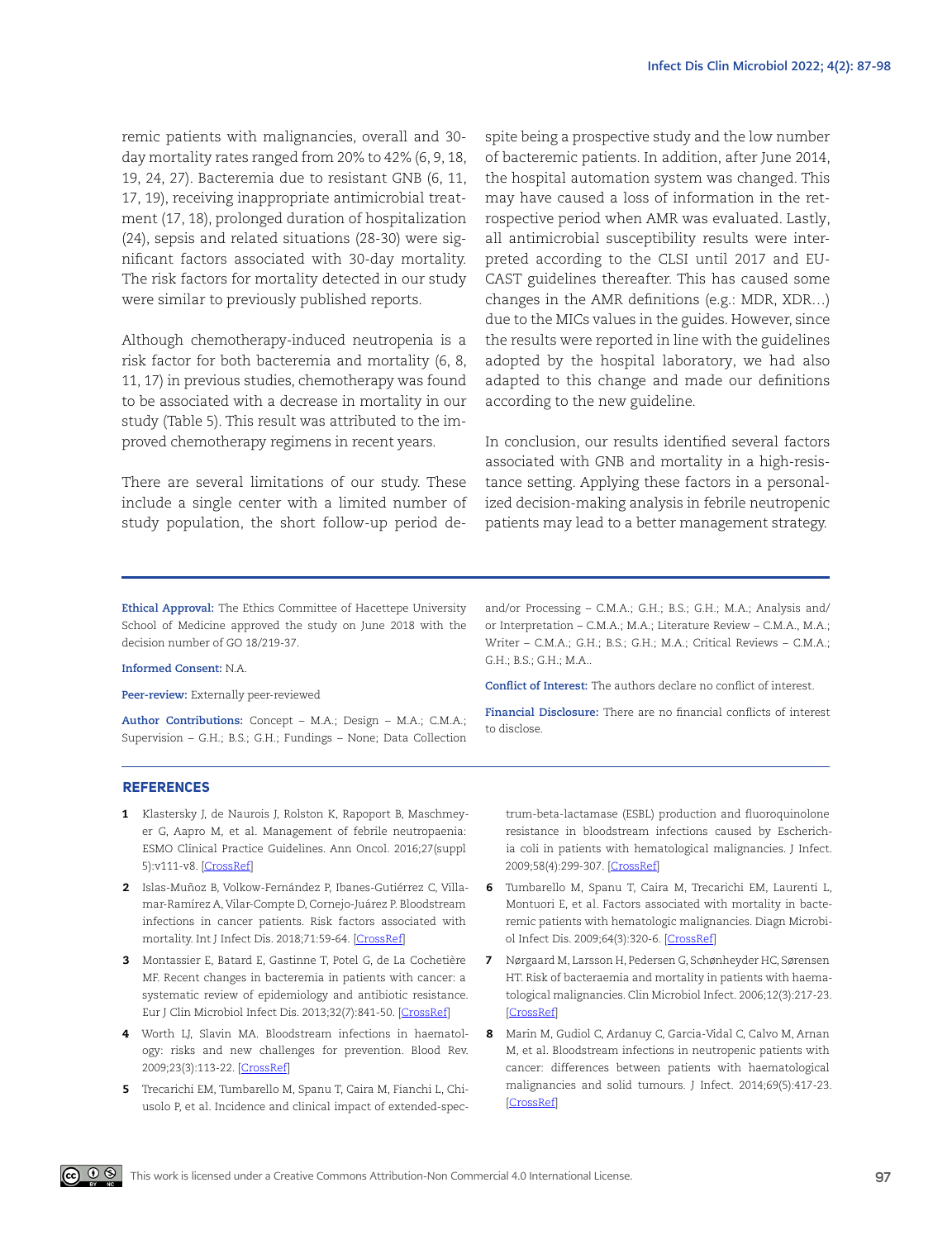remic patients with malignancies, overall and 30-day mortality rates ranged from 20% to 42% (6, 9, 18, 19, 24, 27). Bacteremia due to resistant GNB (6, 11, 17, 19), receiving inappropriate antimicrobial treatment (17, 18), prolonged duration of hospitalization (24), sepsis and related situations (28-30) were significant factors associated with 30-day mortality. The risk factors for mortality detected in our study were similar to previously published reports.

Although chemotherapy-induced neutropenia is a risk factor for both bacteremia and mortality (6, 8, 11, 17) in previous studies, chemotherapy was found to be associated with a decrease in mortality in our study (Table 5). This result was attributed to the improved chemotherapy regimens in recent years.

There are several limitations of our study. These include a single center with a limited number of study population, the short follow-up period despite being a prospective study and the low number of bacteremic patients. In addition, after June 2014, the hospital automation system was changed. This may have caused a loss of information in the retrospective period when AMR was evaluated. Lastly, all antimicrobial susceptibility results were interpreted according to the CLSI until 2017 and EUCAST guidelines thereafter. This has caused some changes in the AMR definitions (e.g.: MDR, XDR…) due to the MICs values in the guides. However, since the results were reported in line with the guidelines adopted by the hospital laboratory, we had also adapted to this change and made our definitions according to the new guideline.

In conclusion, our results identified several factors associated with GNB and mortality in a high-resistance setting. Applying these factors in a personalized decision-making analysis in febrile neutropenic patients may lead to a better management strategy.

---

**Ethical Approval:** The Ethics Committee of Hacettepe University School of Medicine approved the study on June 2018 with the decision number of GO 18/219-37.

**Informed Consent:** N.A.

**Peer-review:** Externally peer-reviewed

**Author Contributions:** Concept – M.A.; Design – M.A.; C.M.A.; Supervision – G.H.; B.S.; G.H.; Fundings – None; Data Collection and/or Processing – C.M.A.; G.H.; B.S.; G.H.; M.A.; Analysis and/or Interpretation – C.M.A.; M.A.; Literature Review – C.M.A., M.A.; Writer – C.M.A.; G.H.; B.S.; G.H.; M.A.; Critical Reviews – C.M.A.; G.H.; B.S.; G.H.; M.A..

**Conflict of Interest:** The authors declare no conflict of interest.

**Financial Disclosure:** There are no financial conflicts of interest to disclose.

## REFERENCES

1. Klastersky J, de Naurois J, Rolston K, Rapoport B, Maschmeyer G, Aapro M, et al. Management of febrile neutropaenia: ESMO Clinical Practice Guidelines. Ann Oncol. 2016;27(suppl 5):v111-v8. [CrossRef]
2. Islas-Muñoz B, Volkow-Fernández P, Ibanes-Gutiérrez C, Villamar-Ramírez A, Vilar-Compte D, Cornejo-Juárez P. Bloodstream infections in cancer patients. Risk factors associated with mortality. Int J Infect Dis. 2018;71:59-64. [CrossRef]
3. Montassier E, Batard E, Gastinne T, Potel G, de La Cochetière MF. Recent changes in bacteremia in patients with cancer: a systematic review of epidemiology and antibiotic resistance. Eur J Clin Microbiol Infect Dis. 2013;32(7):841-50. [CrossRef]
4. Worth LJ, Slavin MA. Bloodstream infections in haematology: risks and new challenges for prevention. Blood Rev. 2009;23(3):113-22. [CrossRef]
5. Trecarichi EM, Tumbarello M, Spanu T, Caira M, Fianchi L, Chiusolo P, et al. Incidence and clinical impact of extended-spectrum-beta-lactamase (ESBL) production and fluoroquinolone resistance in bloodstream infections caused by Escherichia coli in patients with hematological malignancies. J Infect. 2009;58(4):299-307. [CrossRef]
6. Tumbarello M, Spanu T, Caira M, Trecarichi EM, Laurenti L, Montuori E, et al. Factors associated with mortality in bacteremic patients with hematologic malignancies. Diagn Microbiol Infect Dis. 2009;64(3):320-6. [CrossRef]
7. Nørgaard M, Larsson H, Pedersen G, Schønheyder HC, Sørensen HT. Risk of bacteraemia and mortality in patients with haematological malignancies. Clin Microbiol Infect. 2006;12(3):217-23. [CrossRef]
8. Marin M, Gudiol C, Ardanuy C, Garcia-Vidal C, Calvo M, Arnan M, et al. Bloodstream infections in neutropenic patients with cancer: differences between patients with haematological malignancies and solid tumours. J Infect. 2014;69(5):417-23. [CrossRef]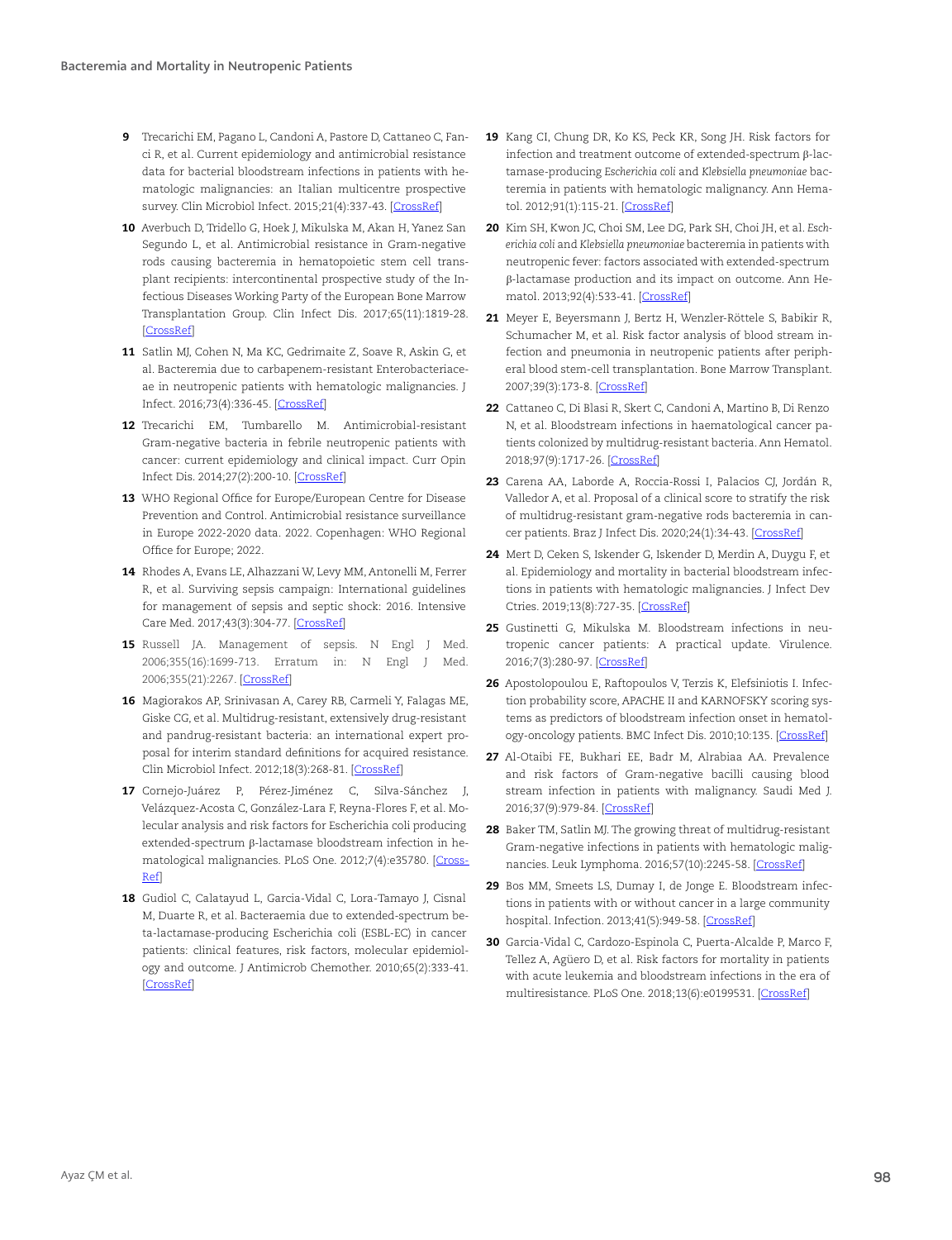9 Trecarichi EM, Pagano L, Candoni A, Pastore D, Cattaneo C, Fanci R, et al. Current epidemiology and antimicrobial resistance data for bacterial bloodstream infections in patients with hematologic malignancies: an Italian multicentre prospective survey. Clin Microbiol Infect. 2015;21(4):337-43. [CrossRef]

10 Averbuch D, Tridello G, Hoek J, Mikulska M, Akan H, Yanez San Segundo L, et al. Antimicrobial resistance in Gram-negative rods causing bacteremia in hematopoietic stem cell transplant recipients: intercontinental prospective study of the Infectious Diseases Working Party of the European Bone Marrow Transplantation Group. Clin Infect Dis. 2017;65(11):1819-28. [CrossRef]

11 Satlin MJ, Cohen N, Ma KC, Gedrimaite Z, Soave R, Askin G, et al. Bacteremia due to carbapenem-resistant Enterobacteriaceae in neutropenic patients with hematologic malignancies. J Infect. 2016;73(4):336-45. [CrossRef]

12 Trecarichi EM, Tumbarello M. Antimicrobial-resistant Gram-negative bacteria in febrile neutropenic patients with cancer: current epidemiology and clinical impact. Curr Opin Infect Dis. 2014;27(2):200-10. [CrossRef]

13 WHO Regional Office for Europe/European Centre for Disease Prevention and Control. Antimicrobial resistance surveillance in Europe 2022-2020 data. 2022. Copenhagen: WHO Regional Office for Europe; 2022.

14 Rhodes A, Evans LE, Alhazzani W, Levy MM, Antonelli M, Ferrer R, et al. Surviving sepsis campaign: International guidelines for management of sepsis and septic shock: 2016. Intensive Care Med. 2017;43(3):304-77. [CrossRef]

15 Russell JA. Management of sepsis. N Engl J Med. 2006;355(16):1699-713. Erratum in: N Engl J Med. 2006;355(21):2267. [CrossRef]

16 Magiorakos AP, Srinivasan A, Carey RB, Carmeli Y, Falagas ME, Giske CG, et al. Multidrug-resistant, extensively drug-resistant and pandrug-resistant bacteria: an international expert proposal for interim standard definitions for acquired resistance. Clin Microbiol Infect. 2012;18(3):268-81. [CrossRef]

17 Cornejo-Juárez P, Pérez-Jiménez C, Silva-Sánchez J, Velázquez-Acosta C, González-Lara F, Reyna-Flores F, et al. Molecular analysis and risk factors for Escherichia coli producing extended-spectrum β-lactamase bloodstream infection in hematological malignancies. PLoS One. 2012;7(4):e35780. [CrossRef]

18 Gudiol C, Calatayud L, Garcia-Vidal C, Lora-Tamayo J, Cisnal M, Duarte R, et al. Bacteraemia due to extended-spectrum beta-lactamase-producing Escherichia coli (ESBL-EC) in cancer patients: clinical features, risk factors, molecular epidemiology and outcome. J Antimicrob Chemother. 2010;65(2):333-41. [CrossRef]

19 Kang CI, Chung DR, Ko KS, Peck KR, Song JH. Risk factors for infection and treatment outcome of extended-spectrum β-lactamase-producing *Escherichia coli* and *Klebsiella pneumoniae* bacteremia in patients with hematologic malignancy. Ann Hematol. 2012;91(1):115-21. [CrossRef]

20 Kim SH, Kwon JC, Choi SM, Lee DG, Park SH, Choi JH, et al. *Escherichia coli* and *Klebsiella pneumoniae* bacteremia in patients with neutropenic fever: factors associated with extended-spectrum β-lactamase production and its impact on outcome. Ann Hematol. 2013;92(4):533-41. [CrossRef]

21 Meyer E, Beyersmann J, Bertz H, Wenzler-Röttele S, Babikir R, Schumacher M, et al. Risk factor analysis of blood stream infection and pneumonia in neutropenic patients after peripheral blood stem-cell transplantation. Bone Marrow Transplant. 2007;39(3):173-8. [CrossRef]

22 Cattaneo C, Di Blasi R, Skert C, Candoni A, Martino B, Di Renzo N, et al. Bloodstream infections in haematological cancer patients colonized by multidrug-resistant bacteria. Ann Hematol. 2018;97(9):1717-26. [CrossRef]

23 Carena AA, Laborde A, Roccia-Rossi I, Palacios CJ, Jordán R, Valledor A, et al. Proposal of a clinical score to stratify the risk of multidrug-resistant gram-negative rods bacteremia in cancer patients. Braz J Infect Dis. 2020;24(1):34-43. [CrossRef]

24 Mert D, Ceken S, Iskender G, Iskender D, Merdin A, Duygu F, et al. Epidemiology and mortality in bacterial bloodstream infections in patients with hematologic malignancies. J Infect Dev Ctries. 2019;13(8):727-35. [CrossRef]

25 Gustinetti G, Mikulska M. Bloodstream infections in neutropenic cancer patients: A practical update. Virulence. 2016;7(3):280-97. [CrossRef]

26 Apostolopoulou E, Raftopoulos V, Terzis K, Elefsiniotis I. Infection probability score, APACHE II and KARNOFSKY scoring systems as predictors of bloodstream infection onset in hematology-oncology patients. BMC Infect Dis. 2010;10:135. [CrossRef]

27 Al-Otaibi FE, Bukhari EE, Badr M, Alrabiaa AA. Prevalence and risk factors of Gram-negative bacilli causing blood stream infection in patients with malignancy. Saudi Med J. 2016;37(9):979-84. [CrossRef]

28 Baker TM, Satlin MJ. The growing threat of multidrug-resistant Gram-negative infections in patients with hematologic malignancies. Leuk Lymphoma. 2016;57(10):2245-58. [CrossRef]

29 Bos MM, Smeets LS, Dumay I, de Jonge E. Bloodstream infections in patients with or without cancer in a large community hospital. Infection. 2013;41(5):949-58. [CrossRef]

30 Garcia-Vidal C, Cardozo-Espinola C, Puerta-Alcalde P, Marco F, Tellez A, Agüero D, et al. Risk factors for mortality in patients with acute leukemia and bloodstream infections in the era of multiresistance. PLoS One. 2018;13(6):e0199531. [CrossRef]